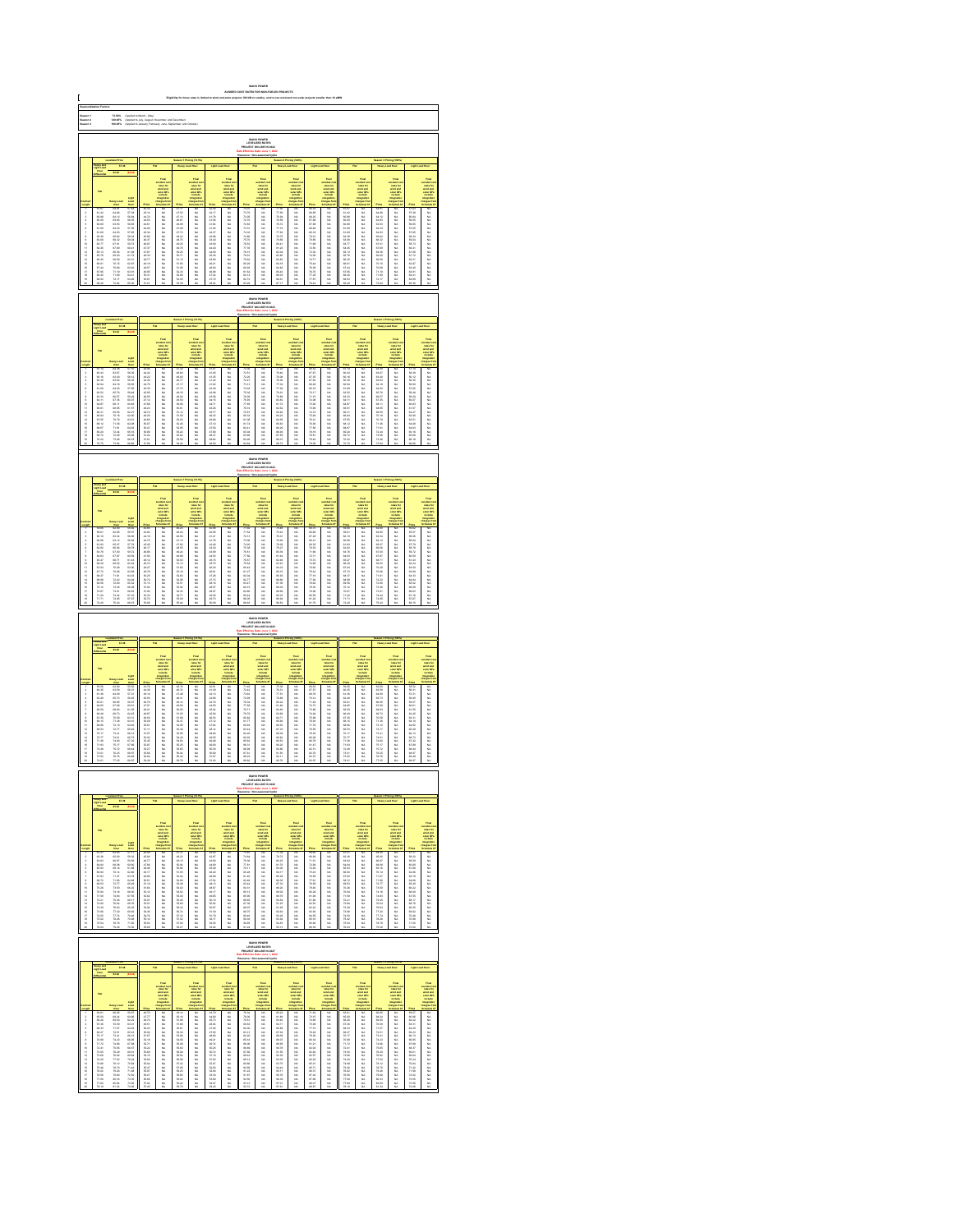# IDAHO POWER

## AVOIDED COST RATES FOR NON-FUELED PROJECTS

Eligibility for these rates is limited to wind and solar projects 100 kW or smaller, and to non-wind and non-solar projects smaller than 10 aMW

**Seasonalization Factors:**

| | | |
|---|---|---|
| Season 1 | 73.50% | (Applied to March - May) |
| Season 2 | 120.00% | (Applied to July, August, November and December) |
| Season 3 | 100.00% | (Applied in January, February, June, September and October) |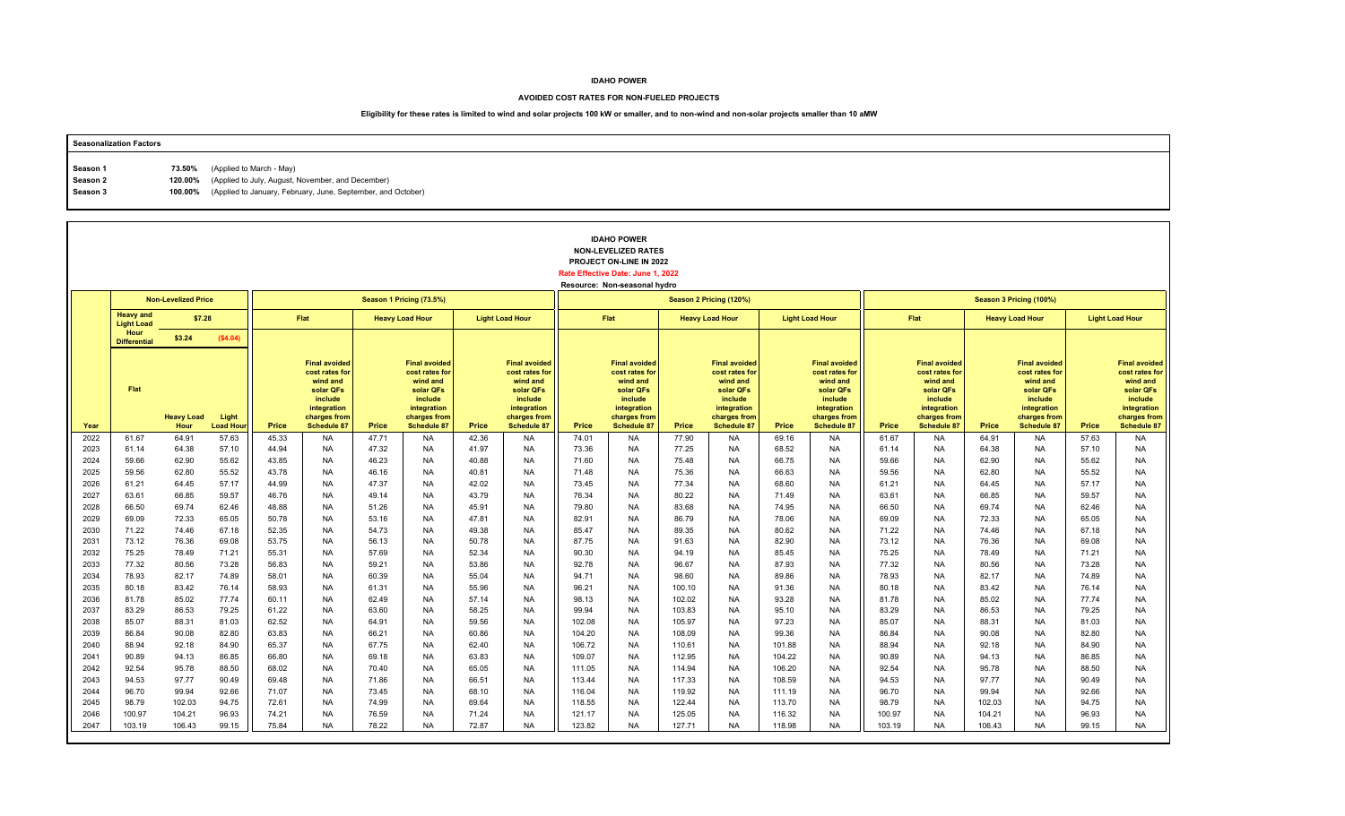**IDAHO POWER**

**AVOIDED COST RATES FOR NON-FUELED PROJECTS**

**Eligibility for these rates is limited to wind and solar projects 100 kW or smaller, and to non-wind and non-solar projects smaller than 10 aMW**

**Seasonalization Factors**

| | | |
|---|---|---|
| Season 1 | 73.50% | (Applied to March - May) |
| Season 2 | 120.00% | (Applied to July, August, November, and December) |
| Season 3 | 100.00% | (Applied to January, February, June, September, and October) |

**IDAHO POWER**
**NON-LEVELIZED RATES**
**PROJECT ON-LINE IN 2022**
**Rate Effective Date: June 1, 2022**
**Resource: Non-seasonal hydro**

| | Non-Levelized Price | | | Season 1 Pricing (73.5%) | | | | | | Season 2 Pricing (120%) | | | | | | Season 3 Pricing (100%) | | | | | |
|---|---|---|---|---|---|---|---|---|---|---|---|---|---|---|---|---|---|---|---|---|---|
| | Heavy and Light Load | $7.28 | | Flat | | Heavy Load Hour | | Light Load Hour | | Flat | | Heavy Load Hour | | Light Load Hour | | Flat | | Heavy Load Hour | | Light Load Hour | |
| | Hour Differential | $3.24 | ($4.04) | | | | | | | | | | | | | | | | | | |
| Year | Flat | Heavy Load Hour | Light Load Hour | Price | Final avoided cost rates for wind and solar QFs include integration charges from Schedule 87 | Price | Final avoided cost rates for wind and solar QFs include integration charges from Schedule 87 | Price | Final avoided cost rates for wind and solar QFs include integration charges from Schedule 87 | Price | Final avoided cost rates for wind and solar QFs include integration charges from Schedule 87 | Price | Final avoided cost rates for wind and solar QFs include integration charges from Schedule 87 | Price | Final avoided cost rates for wind and solar QFs include integration charges from Schedule 87 | Price | Final avoided cost rates for wind and solar QFs include integration charges from Schedule 87 | Price | Final avoided cost rates for wind and solar QFs include integration charges from Schedule 87 | Price | Final avoided cost rates for wind and solar QFs include integration charges from Schedule 87 |
| 2022 | 61.67 | 64.91 | 57.63 | 45.33 | NA | 47.71 | NA | 42.36 | NA | 74.01 | NA | 77.90 | NA | 69.16 | NA | 61.67 | NA | 64.91 | NA | 57.63 | NA |
| 2023 | 61.14 | 64.38 | 57.10 | 44.94 | NA | 47.32 | NA | 41.97 | NA | 73.36 | NA | 77.25 | NA | 68.52 | NA | 61.14 | NA | 64.38 | NA | 57.10 | NA |
| 2024 | 59.66 | 62.90 | 55.62 | 43.85 | NA | 46.23 | NA | 40.88 | NA | 71.60 | NA | 75.48 | NA | 66.75 | NA | 59.66 | NA | 62.90 | NA | 55.62 | NA |
| 2025 | 59.56 | 62.80 | 55.52 | 43.78 | NA | 46.16 | NA | 40.81 | NA | 71.48 | NA | 75.36 | NA | 66.63 | NA | 59.56 | NA | 62.80 | NA | 55.52 | NA |
| 2026 | 61.21 | 64.45 | 57.17 | 44.99 | NA | 47.37 | NA | 42.02 | NA | 73.45 | NA | 77.34 | NA | 68.60 | NA | 61.21 | NA | 64.45 | NA | 57.17 | NA |
| 2027 | 63.61 | 66.85 | 59.57 | 46.76 | NA | 49.14 | NA | 43.79 | NA | 76.34 | NA | 80.22 | NA | 71.49 | NA | 63.61 | NA | 66.85 | NA | 59.57 | NA |
| 2028 | 66.50 | 69.74 | 62.46 | 48.88 | NA | 51.26 | NA | 45.91 | NA | 79.80 | NA | 83.68 | NA | 74.95 | NA | 66.50 | NA | 69.74 | NA | 62.46 | NA |
| 2029 | 69.09 | 72.33 | 65.05 | 50.78 | NA | 53.16 | NA | 47.81 | NA | 82.91 | NA | 86.79 | NA | 78.06 | NA | 69.09 | NA | 72.33 | NA | 65.05 | NA |
| 2030 | 71.22 | 74.46 | 67.18 | 52.35 | NA | 54.73 | NA | 49.38 | NA | 85.47 | NA | 89.35 | NA | 80.62 | NA | 71.22 | NA | 74.46 | NA | 67.18 | NA |
| 2031 | 73.12 | 76.36 | 69.08 | 53.75 | NA | 56.13 | NA | 50.78 | NA | 87.75 | NA | 91.63 | NA | 82.90 | NA | 73.12 | NA | 76.36 | NA | 69.08 | NA |
| 2032 | 75.25 | 78.49 | 71.21 | 55.31 | NA | 57.69 | NA | 52.34 | NA | 90.30 | NA | 94.19 | NA | 85.45 | NA | 75.25 | NA | 78.49 | NA | 71.21 | NA |
| 2033 | 77.32 | 80.56 | 73.28 | 56.83 | NA | 59.21 | NA | 53.86 | NA | 92.78 | NA | 96.67 | NA | 87.93 | NA | 77.32 | NA | 80.56 | NA | 73.28 | NA |
| 2034 | 78.93 | 82.17 | 74.89 | 58.01 | NA | 60.39 | NA | 55.04 | NA | 94.71 | NA | 98.60 | NA | 89.86 | NA | 78.93 | NA | 82.17 | NA | 74.89 | NA |
| 2035 | 80.18 | 83.42 | 76.14 | 58.93 | NA | 61.31 | NA | 55.96 | NA | 96.21 | NA | 100.10 | NA | 91.36 | NA | 80.18 | NA | 83.42 | NA | 76.14 | NA |
| 2036 | 81.78 | 85.02 | 77.74 | 60.11 | NA | 62.49 | NA | 57.14 | NA | 98.13 | NA | 102.02 | NA | 93.28 | NA | 81.78 | NA | 85.02 | NA | 77.74 | NA |
| 2037 | 83.29 | 86.53 | 79.25 | 61.22 | NA | 63.60 | NA | 58.25 | NA | 99.94 | NA | 103.83 | NA | 95.10 | NA | 83.29 | NA | 86.53 | NA | 79.25 | NA |
| 2038 | 85.07 | 88.31 | 81.03 | 62.52 | NA | 64.91 | NA | 59.56 | NA | 102.08 | NA | 105.97 | NA | 97.23 | NA | 85.07 | NA | 88.31 | NA | 81.03 | NA |
| 2039 | 86.84 | 90.08 | 82.80 | 63.83 | NA | 66.21 | NA | 60.86 | NA | 104.20 | NA | 108.09 | NA | 99.36 | NA | 86.84 | NA | 90.08 | NA | 82.80 | NA |
| 2040 | 88.94 | 92.18 | 84.90 | 65.37 | NA | 67.75 | NA | 62.40 | NA | 106.72 | NA | 110.61 | NA | 101.88 | NA | 88.94 | NA | 92.18 | NA | 84.90 | NA |
| 2041 | 90.89 | 94.13 | 86.85 | 66.80 | NA | 69.18 | NA | 63.83 | NA | 109.07 | NA | 112.95 | NA | 104.22 | NA | 90.89 | NA | 94.13 | NA | 86.85 | NA |
| 2042 | 92.54 | 95.78 | 88.50 | 68.02 | NA | 70.40 | NA | 65.05 | NA | 111.05 | NA | 114.94 | NA | 106.20 | NA | 92.54 | NA | 95.78 | NA | 88.50 | NA |
| 2043 | 94.53 | 97.77 | 90.49 | 69.48 | NA | 71.86 | NA | 66.51 | NA | 113.44 | NA | 117.33 | NA | 108.59 | NA | 94.53 | NA | 97.77 | NA | 90.49 | NA |
| 2044 | 96.70 | 99.94 | 92.66 | 71.07 | NA | 73.45 | NA | 68.10 | NA | 116.04 | NA | 119.92 | NA | 111.19 | NA | 96.70 | NA | 99.94 | NA | 92.66 | NA |
| 2045 | 98.79 | 102.03 | 94.75 | 72.61 | NA | 74.99 | NA | 69.64 | NA | 118.55 | NA | 122.44 | NA | 113.70 | NA | 98.79 | NA | 102.03 | NA | 94.75 | NA |
| 2046 | 100.97 | 104.21 | 96.93 | 74.21 | NA | 76.59 | NA | 71.24 | NA | 121.17 | NA | 125.05 | NA | 116.32 | NA | 100.97 | NA | 104.21 | NA | 96.93 | NA |
| 2047 | 103.19 | 106.43 | 99.15 | 75.84 | NA | 78.22 | NA | 72.87 | NA | 123.82 | NA | 127.71 | NA | 118.98 | NA | 103.19 | NA | 106.43 | NA | 99.15 | NA |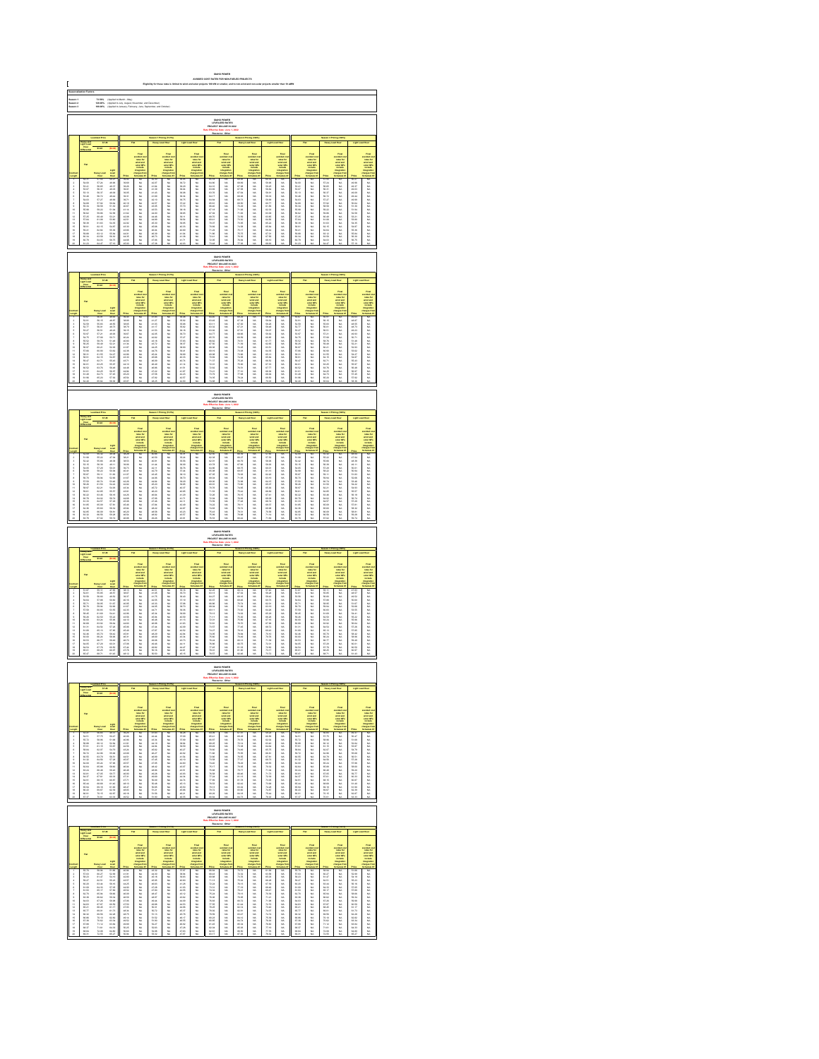# IDAHO POWER

## AVOIDED COST RATES FOR NON-FUELED PROJECTS

Eligibility for these rates is limited to wind and solar projects 100 kW or smaller, and to non-wind and non-solar projects smaller than 10 aMW

**Seasonalization Factors:**

| | | |
|---|---|---|
| Season 1 | 73.50% | (Applied to March - May) |
| Season 2 | 120.00% | (Applied to July, August, November and December) |
| Season 3 | 100.00% | (Applied to January, February, June, September and October) |

### IDAHO POWER
### LEVELIZED RATES
### PROJECT ON-LINE IN 2022
Rate Effective Date: June 1, 2022
Resource: Other

### IDAHO POWER
### LEVELIZED RATES
### PROJECT ON-LINE IN 2023
Rate Effective Date: June 1, 2022
Resource: Other

### IDAHO POWER
### LEVELIZED RATES
### PROJECT ON-LINE IN 2024
Rate Effective Date: June 1, 2022
Resource: Other

### IDAHO POWER
### LEVELIZED RATES
### PROJECT ON-LINE IN 2025
Rate Effective Date: June 1, 2022
Resource: Other

### IDAHO POWER
### LEVELIZED RATES
### PROJECT ON-LINE IN 2026
Rate Effective Date: June 1, 2022
Resource: Other

### IDAHO POWER
### LEVELIZED RATES
### PROJECT ON-LINE IN 2027
Rate Effective Date: June 1, 2022
Resource: Other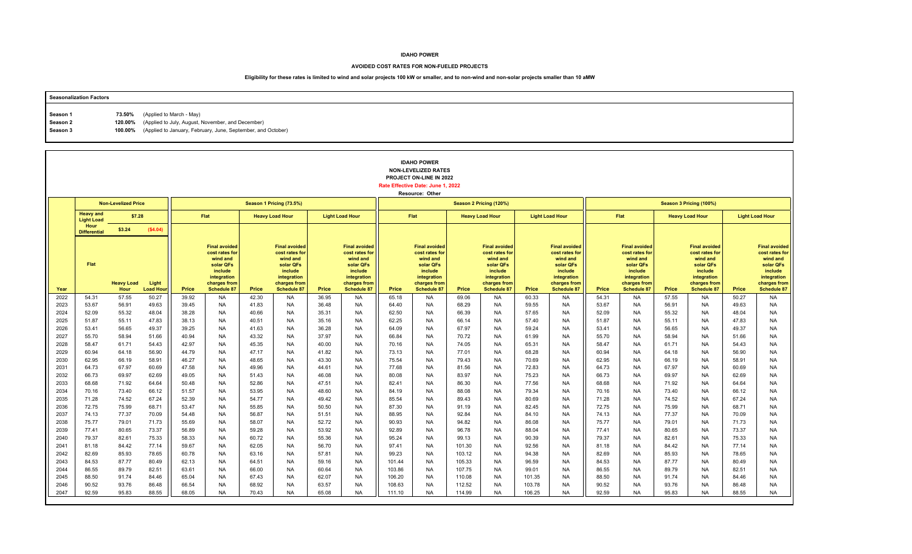**IDAHO POWER**

**AVOIDED COST RATES FOR NON-FUELED PROJECTS**

**Eligibility for these rates is limited to wind and solar projects 100 kW or smaller, and to non-wind and non-solar projects smaller than 10 aMW**

| Seasonalization Factors | | |
|---|---|---|
| **Season 1** | **73.50%** | (Applied to March - May) |
| **Season 2** | **120.00%** | (Applied to July, August, November, and December) |
| **Season 3** | **100.00%** | (Applied to January, February, June, September, and October) |

**IDAHO POWER**
**NON-LEVELIZED RATES**
**PROJECT ON-LINE IN 2022**
**Rate Effective Date: June 1, 2022**
**Resource: Other**

| | Non-Levelized Price | | | Season 1 Pricing (73.5%) | | | | | | Season 2 Pricing (120%) | | | | | | Season 3 Pricing (100%) | | | | | |
|---|---|---|---|---|---|---|---|---|---|---|---|---|---|---|---|---|---|---|---|---|---|
| | Heavy and Light Load Hour Differential | $7.28 | | Flat | | Heavy Load Hour | | Light Load Hour | | Flat | | Heavy Load Hour | | Light Load Hour | | Flat | | Heavy Load Hour | | Light Load Hour | |
| | | $3.24 | ($4.04) | | | | | | | | | | | | | | | | | | |
| Year | Flat | Heavy Load Hour | Light Load Hour | Price | Final avoided cost rates for wind and solar QFs include integration charges from Schedule 87 | Price | Final avoided cost rates for wind and solar QFs include integration charges from Schedule 87 | Price | Final avoided cost rates for wind and solar QFs include integration charges from Schedule 87 | Price | Final avoided cost rates for wind and solar QFs include integration charges from Schedule 87 | Price | Final avoided cost rates for wind and solar QFs include integration charges from Schedule 87 | Price | Final avoided cost rates for wind and solar QFs include integration charges from Schedule 87 | Price | Final avoided cost rates for wind and solar QFs include integration charges from Schedule 87 | Price | Final avoided cost rates for wind and solar QFs include integration charges from Schedule 87 | Price | Final avoided cost rates for wind and solar QFs include integration charges from Schedule 87 |
| 2022 | 54.31 | 57.55 | 50.27 | 39.92 | NA | 42.30 | NA | 36.95 | NA | 65.18 | NA | 69.06 | NA | 60.33 | NA | 54.31 | NA | 57.55 | NA | 50.27 | NA |
| 2023 | 53.67 | 56.91 | 49.63 | 39.45 | NA | 41.83 | NA | 36.48 | NA | 64.40 | NA | 68.29 | NA | 59.55 | NA | 53.67 | NA | 56.91 | NA | 49.63 | NA |
| 2024 | 52.09 | 55.32 | 48.04 | 38.28 | NA | 40.66 | NA | 35.31 | NA | 62.50 | NA | 66.39 | NA | 57.65 | NA | 52.09 | NA | 55.32 | NA | 48.04 | NA |
| 2025 | 51.87 | 55.11 | 47.83 | 38.13 | NA | 40.51 | NA | 35.16 | NA | 62.25 | NA | 66.14 | NA | 57.40 | NA | 51.87 | NA | 55.11 | NA | 47.83 | NA |
| 2026 | 53.41 | 56.65 | 49.37 | 39.25 | NA | 41.63 | NA | 36.28 | NA | 64.09 | NA | 67.97 | NA | 59.24 | NA | 53.41 | NA | 56.65 | NA | 49.37 | NA |
| 2027 | 55.70 | 58.94 | 51.66 | 40.94 | NA | 43.32 | NA | 37.97 | NA | 66.84 | NA | 70.72 | NA | 61.99 | NA | 55.70 | NA | 58.94 | NA | 51.66 | NA |
| 2028 | 58.47 | 61.71 | 54.43 | 42.97 | NA | 45.35 | NA | 40.00 | NA | 70.16 | NA | 74.05 | NA | 65.31 | NA | 58.47 | NA | 61.71 | NA | 54.43 | NA |
| 2029 | 60.94 | 64.18 | 56.90 | 44.79 | NA | 47.17 | NA | 41.82 | NA | 73.13 | NA | 77.01 | NA | 68.28 | NA | 60.94 | NA | 64.18 | NA | 56.90 | NA |
| 2030 | 62.95 | 66.19 | 58.91 | 46.27 | NA | 48.65 | NA | 43.30 | NA | 75.54 | NA | 79.43 | NA | 70.69 | NA | 62.95 | NA | 66.19 | NA | 58.91 | NA |
| 2031 | 64.73 | 67.97 | 60.69 | 47.58 | NA | 49.96 | NA | 44.61 | NA | 77.68 | NA | 81.56 | NA | 72.83 | NA | 64.73 | NA | 67.97 | NA | 60.69 | NA |
| 2032 | 66.73 | 69.97 | 62.69 | 49.05 | NA | 51.43 | NA | 46.08 | NA | 80.08 | NA | 83.97 | NA | 75.23 | NA | 66.73 | NA | 69.97 | NA | 62.69 | NA |
| 2033 | 68.68 | 71.92 | 64.64 | 50.48 | NA | 52.86 | NA | 47.51 | NA | 82.41 | NA | 86.30 | NA | 77.56 | NA | 68.68 | NA | 71.92 | NA | 64.64 | NA |
| 2034 | 70.16 | 73.40 | 66.12 | 51.57 | NA | 53.95 | NA | 48.60 | NA | 84.19 | NA | 88.08 | NA | 79.34 | NA | 70.16 | NA | 73.40 | NA | 66.12 | NA |
| 2035 | 71.28 | 74.52 | 67.24 | 52.39 | NA | 54.77 | NA | 49.42 | NA | 85.54 | NA | 89.43 | NA | 80.69 | NA | 71.28 | NA | 74.52 | NA | 67.24 | NA |
| 2036 | 72.75 | 75.99 | 68.71 | 53.47 | NA | 55.85 | NA | 50.50 | NA | 87.30 | NA | 91.19 | NA | 82.45 | NA | 72.75 | NA | 75.99 | NA | 68.71 | NA |
| 2037 | 74.13 | 77.37 | 70.09 | 54.48 | NA | 56.87 | NA | 51.51 | NA | 88.95 | NA | 92.84 | NA | 84.10 | NA | 74.13 | NA | 77.37 | NA | 70.09 | NA |
| 2038 | 75.77 | 79.01 | 71.73 | 55.69 | NA | 58.07 | NA | 52.72 | NA | 90.93 | NA | 94.82 | NA | 86.08 | NA | 75.77 | NA | 79.01 | NA | 71.73 | NA |
| 2039 | 77.41 | 80.65 | 73.37 | 56.89 | NA | 59.28 | NA | 53.92 | NA | 92.89 | NA | 96.78 | NA | 88.04 | NA | 77.41 | NA | 80.65 | NA | 73.37 | NA |
| 2040 | 79.37 | 82.61 | 75.33 | 58.33 | NA | 60.72 | NA | 55.36 | NA | 95.24 | NA | 99.13 | NA | 90.39 | NA | 79.37 | NA | 82.61 | NA | 75.33 | NA |
| 2041 | 81.18 | 84.42 | 77.14 | 59.67 | NA | 62.05 | NA | 56.70 | NA | 97.41 | NA | 101.30 | NA | 92.56 | NA | 81.18 | NA | 84.42 | NA | 77.14 | NA |
| 2042 | 82.69 | 85.93 | 78.65 | 60.78 | NA | 63.16 | NA | 57.81 | NA | 99.23 | NA | 103.12 | NA | 94.38 | NA | 82.69 | NA | 85.93 | NA | 78.65 | NA |
| 2043 | 84.53 | 87.77 | 80.49 | 62.13 | NA | 64.51 | NA | 59.16 | NA | 101.44 | NA | 105.33 | NA | 96.59 | NA | 84.53 | NA | 87.77 | NA | 80.49 | NA |
| 2044 | 86.55 | 89.79 | 82.51 | 63.61 | NA | 66.00 | NA | 60.64 | NA | 103.86 | NA | 107.75 | NA | 99.01 | NA | 86.55 | NA | 89.79 | NA | 82.51 | NA |
| 2045 | 88.50 | 91.74 | 84.46 | 65.04 | NA | 67.43 | NA | 62.07 | NA | 106.20 | NA | 110.08 | NA | 101.35 | NA | 88.50 | NA | 91.74 | NA | 84.46 | NA |
| 2046 | 90.52 | 93.76 | 86.48 | 66.54 | NA | 68.92 | NA | 63.57 | NA | 108.63 | NA | 112.52 | NA | 103.78 | NA | 90.52 | NA | 93.76 | NA | 86.48 | NA |
| 2047 | 92.59 | 95.83 | 88.55 | 68.05 | NA | 70.43 | NA | 65.08 | NA | 111.10 | NA | 114.99 | NA | 106.25 | NA | 92.59 | NA | 95.83 | NA | 88.55 | NA |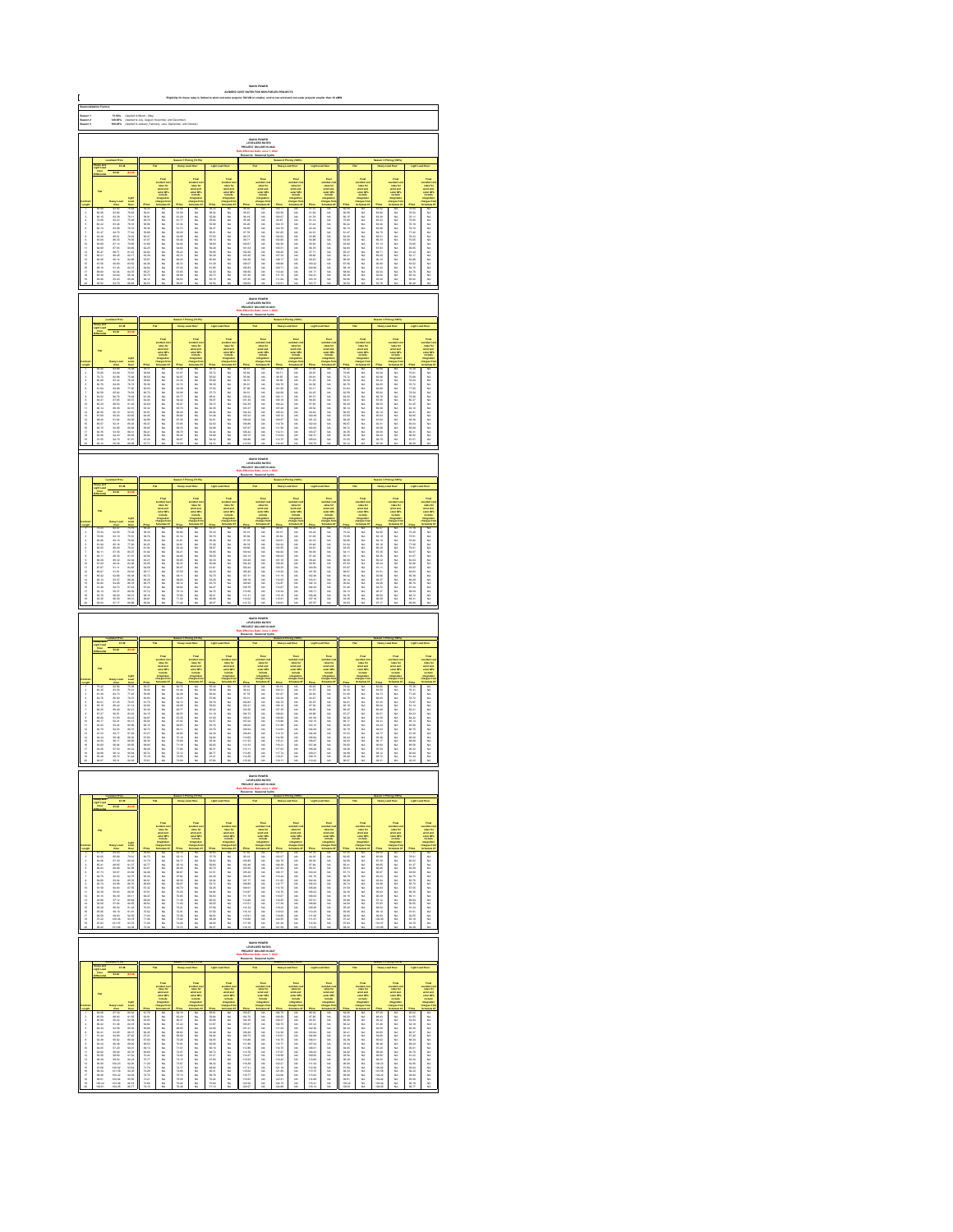# IDAHO POWER

## AVOIDED COST RATES FOR NON-FUELED PROJECTS

Eligibility for these rates is limited to wind and solar projects 100 kW or smaller, and to non-wind and non-solar projects smaller than 10 aMW

**Seasonalization Factors:**

| | | |
|---|---|---|
| Season 1 | 73.50% | (Applied to March - May) |
| Season 2 | 120.00% | (Applied to July, August, November and December) |
| Season 3 | 100.00% | (Applied to January, February, June, September and October) |

### IDAHO POWER
### LEVELIZED RATES

The page contains six levelized rate tables, one for each project on-line year. Each table has:

- **Levelized Price** columns: Contract Length, Flat, Heavy Load Hour, Light Load Hour
- **Season 1 Pricing (73.5%)**, **Season 2 Pricing (120%)** and **Season 3 Pricing (100%)** column groups, each split into Flat, Heavy Load Hour and Light Load Hour.
- Under each of Flat, Heavy Load Hour and Light Load Hour, two columns: Price, and Final avoided cost rates for wind and solar QFs include integration charges from Schedule 87.

The numeric values in these tables are not legible at the available resolution.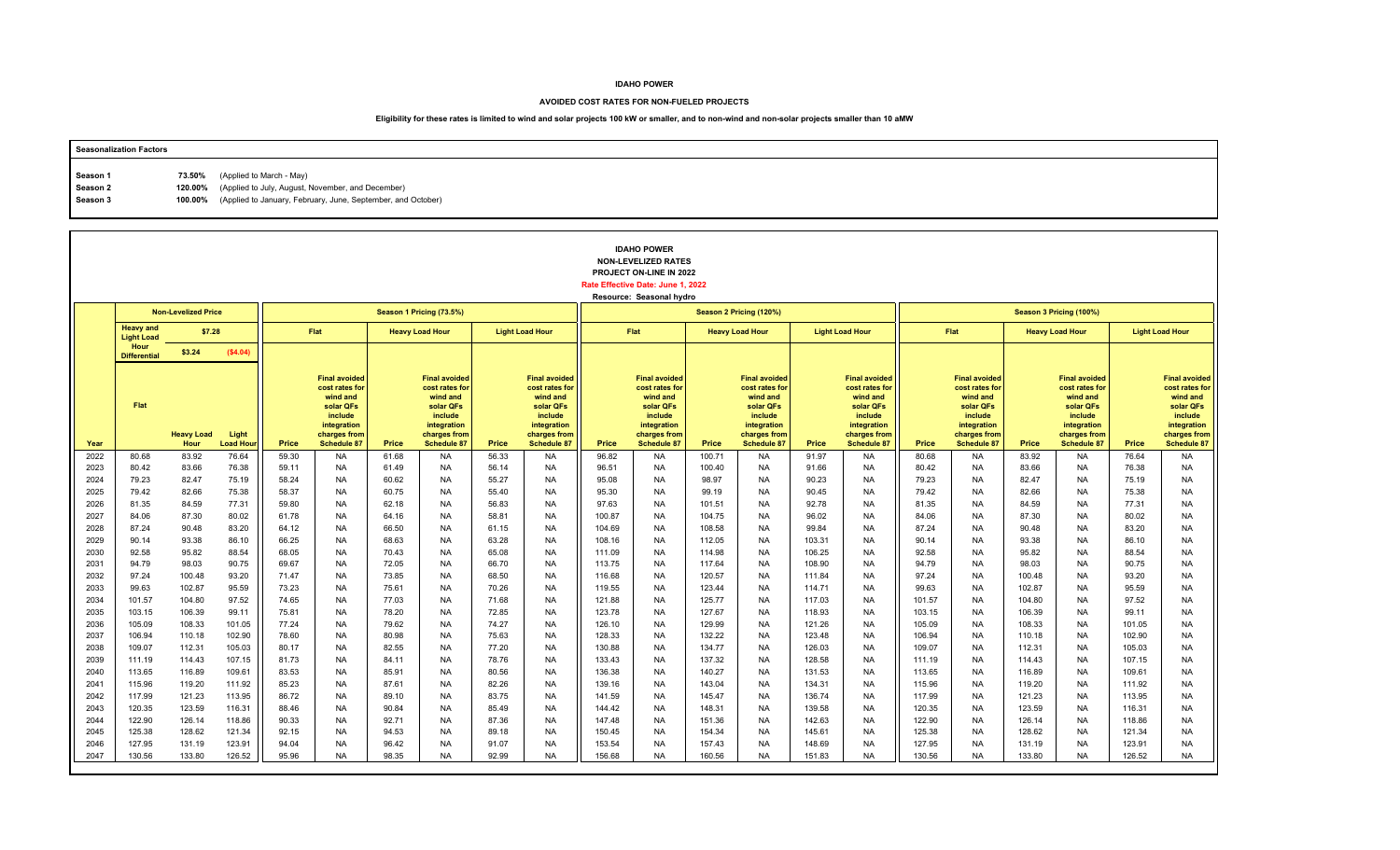**IDAHO POWER**

**AVOIDED COST RATES FOR NON-FUELED PROJECTS**

**Eligibility for these rates is limited to wind and solar projects 100 kW or smaller, and to non-wind and non-solar projects smaller than 10 aMW**

**Seasonalization Factors**

| | | |
|---|---|---|
| Season 1 | 73.50% | (Applied to March - May) |
| Season 2 | 120.00% | (Applied to July, August, November, and December) |
| Season 3 | 100.00% | (Applied to January, February, June, September, and October) |

**IDAHO POWER**
**NON-LEVELIZED RATES**
**PROJECT ON-LINE IN 2022**
**Rate Effective Date: June 1, 2022**
**Resource: Seasonal hydro**

| | Non-Levelized Price | | | Season 1 Pricing (73.5%) | | | | | | Season 2 Pricing (120%) | | | | | | Season 3 Pricing (100%) | | | | | |
|---|---|---|---|---|---|---|---|---|---|---|---|---|---|---|---|---|---|---|---|---|---|
| | Heavy and Light Load Hour Differential | $7.28 | | Flat | | Heavy Load Hour | | Light Load Hour | | Flat | | Heavy Load Hour | | Light Load Hour | | Flat | | Heavy Load Hour | | Light Load Hour | |
| | | $3.24 | ($4.04) | | | | | | | | | | | | | | | | | | |
| Year | Flat | Heavy Load Hour | Light Load Hour | Price | Final avoided cost rates for wind and solar QFs include integration charges from Schedule 87 | Price | Final avoided cost rates for wind and solar QFs include integration charges from Schedule 87 | Price | Final avoided cost rates for wind and solar QFs include integration charges from Schedule 87 | Price | Final avoided cost rates for wind and solar QFs include integration charges from Schedule 87 | Price | Final avoided cost rates for wind and solar QFs include integration charges from Schedule 87 | Price | Final avoided cost rates for wind and solar QFs include integration charges from Schedule 87 | Price | Final avoided cost rates for wind and solar QFs include integration charges from Schedule 87 | Price | Final avoided cost rates for wind and solar QFs include integration charges from Schedule 87 | Price | Final avoided cost rates for wind and solar QFs include integration charges from Schedule 87 |
| 2022 | 80.68 | 83.92 | 76.64 | 59.30 | NA | 61.68 | NA | 56.33 | NA | 96.82 | NA | 100.71 | NA | 91.97 | NA | 80.68 | NA | 83.92 | NA | 76.64 | NA |
| 2023 | 80.42 | 83.66 | 76.38 | 59.11 | NA | 61.49 | NA | 56.14 | NA | 96.51 | NA | 100.40 | NA | 91.66 | NA | 80.42 | NA | 83.66 | NA | 76.38 | NA |
| 2024 | 79.23 | 82.47 | 75.19 | 58.24 | NA | 60.62 | NA | 55.27 | NA | 95.08 | NA | 98.97 | NA | 90.23 | NA | 79.23 | NA | 82.47 | NA | 75.19 | NA |
| 2025 | 79.42 | 82.66 | 75.38 | 58.37 | NA | 60.75 | NA | 55.40 | NA | 95.30 | NA | 99.19 | NA | 90.45 | NA | 79.42 | NA | 82.66 | NA | 75.38 | NA |
| 2026 | 81.35 | 84.59 | 77.31 | 59.80 | NA | 62.18 | NA | 56.83 | NA | 97.63 | NA | 101.51 | NA | 92.78 | NA | 81.35 | NA | 84.59 | NA | 77.31 | NA |
| 2027 | 84.06 | 87.30 | 80.02 | 61.78 | NA | 64.16 | NA | 58.81 | NA | 100.87 | NA | 104.75 | NA | 96.02 | NA | 84.06 | NA | 87.30 | NA | 80.02 | NA |
| 2028 | 87.24 | 90.48 | 83.20 | 64.12 | NA | 66.50 | NA | 61.15 | NA | 104.69 | NA | 108.58 | NA | 99.84 | NA | 87.24 | NA | 90.48 | NA | 83.20 | NA |
| 2029 | 90.14 | 93.38 | 86.10 | 66.25 | NA | 68.63 | NA | 63.28 | NA | 108.16 | NA | 112.05 | NA | 103.31 | NA | 90.14 | NA | 93.38 | NA | 86.10 | NA |
| 2030 | 92.58 | 95.82 | 88.54 | 68.05 | NA | 70.43 | NA | 65.08 | NA | 111.09 | NA | 114.98 | NA | 106.25 | NA | 92.58 | NA | 95.82 | NA | 88.54 | NA |
| 2031 | 94.79 | 98.03 | 90.75 | 69.67 | NA | 72.05 | NA | 66.70 | NA | 113.75 | NA | 117.64 | NA | 108.90 | NA | 94.79 | NA | 98.03 | NA | 90.75 | NA |
| 2032 | 97.24 | 100.48 | 93.20 | 71.47 | NA | 73.85 | NA | 68.50 | NA | 116.68 | NA | 120.57 | NA | 111.84 | NA | 97.24 | NA | 100.48 | NA | 93.20 | NA |
| 2033 | 99.63 | 102.87 | 95.59 | 73.23 | NA | 75.61 | NA | 70.26 | NA | 119.55 | NA | 123.44 | NA | 114.71 | NA | 99.63 | NA | 102.87 | NA | 95.59 | NA |
| 2034 | 101.57 | 104.80 | 97.52 | 74.65 | NA | 77.03 | NA | 71.68 | NA | 121.88 | NA | 125.77 | NA | 117.03 | NA | 101.57 | NA | 104.80 | NA | 97.52 | NA |
| 2035 | 103.15 | 106.39 | 99.11 | 75.81 | NA | 78.20 | NA | 72.85 | NA | 123.78 | NA | 127.67 | NA | 118.93 | NA | 103.15 | NA | 106.39 | NA | 99.11 | NA |
| 2036 | 105.09 | 108.33 | 101.05 | 77.24 | NA | 79.62 | NA | 74.27 | NA | 126.10 | NA | 129.99 | NA | 121.26 | NA | 105.09 | NA | 108.33 | NA | 101.05 | NA |
| 2037 | 106.94 | 110.18 | 102.90 | 78.60 | NA | 80.98 | NA | 75.63 | NA | 128.33 | NA | 132.22 | NA | 123.48 | NA | 106.94 | NA | 110.18 | NA | 102.90 | NA |
| 2038 | 109.07 | 112.31 | 105.03 | 80.17 | NA | 82.55 | NA | 77.20 | NA | 130.88 | NA | 134.77 | NA | 126.03 | NA | 109.07 | NA | 112.31 | NA | 105.03 | NA |
| 2039 | 111.19 | 114.43 | 107.15 | 81.73 | NA | 84.11 | NA | 78.76 | NA | 133.43 | NA | 137.32 | NA | 128.58 | NA | 111.19 | NA | 114.43 | NA | 107.15 | NA |
| 2040 | 113.65 | 116.89 | 109.61 | 83.53 | NA | 85.91 | NA | 80.56 | NA | 136.38 | NA | 140.27 | NA | 131.53 | NA | 113.65 | NA | 116.89 | NA | 109.61 | NA |
| 2041 | 115.96 | 119.20 | 111.92 | 85.23 | NA | 87.61 | NA | 82.26 | NA | 139.16 | NA | 143.04 | NA | 134.31 | NA | 115.96 | NA | 119.20 | NA | 111.92 | NA |
| 2042 | 117.99 | 121.23 | 113.95 | 86.72 | NA | 89.10 | NA | 83.75 | NA | 141.59 | NA | 145.47 | NA | 136.74 | NA | 117.99 | NA | 121.23 | NA | 113.95 | NA |
| 2043 | 120.35 | 123.59 | 116.31 | 88.46 | NA | 90.84 | NA | 85.49 | NA | 144.42 | NA | 148.31 | NA | 139.58 | NA | 120.35 | NA | 123.59 | NA | 116.31 | NA |
| 2044 | 122.90 | 126.14 | 118.86 | 90.33 | NA | 92.71 | NA | 87.36 | NA | 147.48 | NA | 151.36 | NA | 142.63 | NA | 122.90 | NA | 126.14 | NA | 118.86 | NA |
| 2045 | 125.38 | 128.62 | 121.34 | 92.15 | NA | 94.53 | NA | 89.18 | NA | 150.45 | NA | 154.34 | NA | 145.61 | NA | 125.38 | NA | 128.62 | NA | 121.34 | NA |
| 2046 | 127.95 | 131.19 | 123.91 | 94.04 | NA | 96.42 | NA | 91.07 | NA | 153.54 | NA | 157.43 | NA | 148.69 | NA | 127.95 | NA | 131.19 | NA | 123.91 | NA |
| 2047 | 130.56 | 133.80 | 126.52 | 95.96 | NA | 98.35 | NA | 92.99 | NA | 156.68 | NA | 160.56 | NA | 151.83 | NA | 130.56 | NA | 133.80 | NA | 126.52 | NA |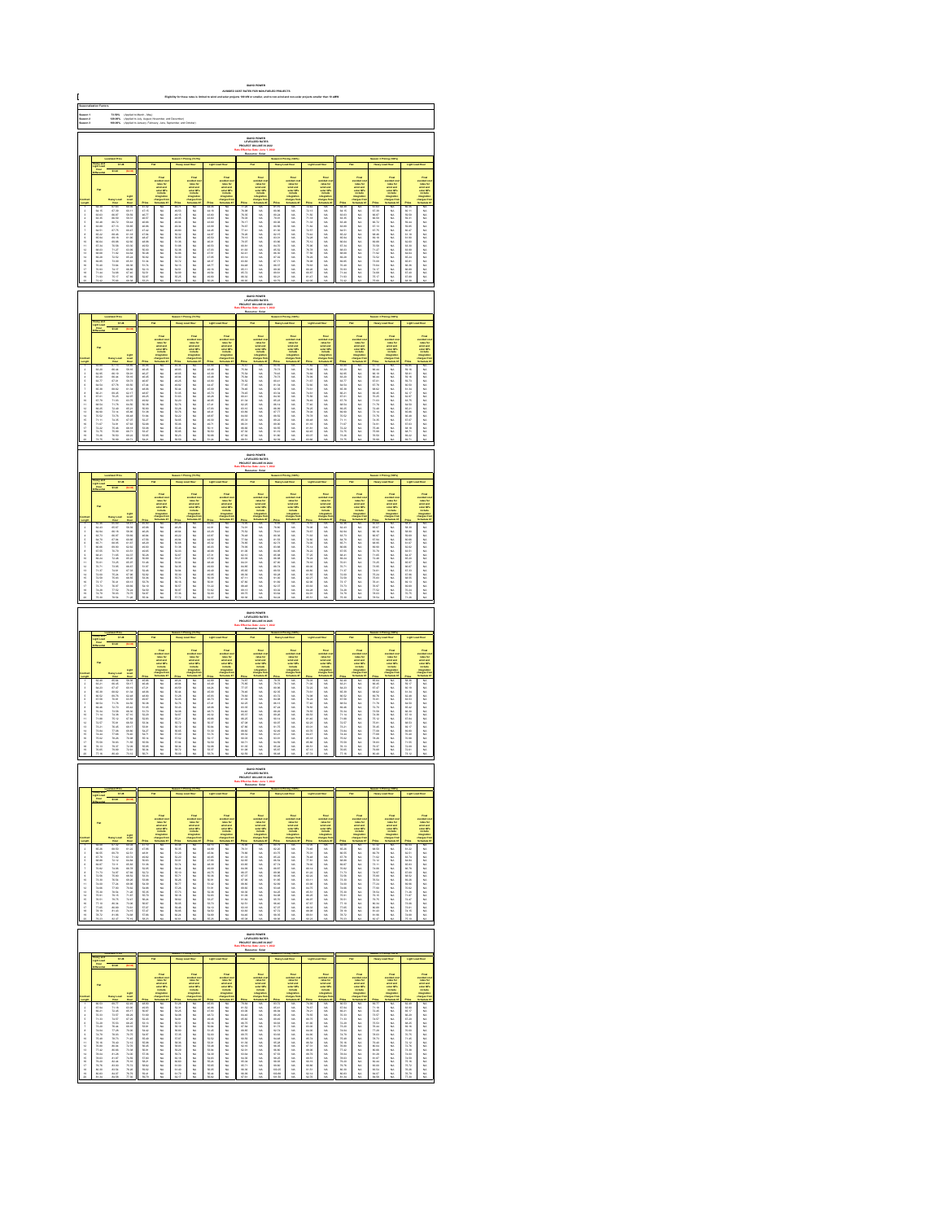# IDAHO POWER

## AVOIDED COST RATES FOR NON-FUELED PROJECTS

Eligibility for these rates is limited to wind and solar projects 100 kW or smaller, and to non-wind and non-solar projects smaller than 10 aMW

**Seasonalization Factors**

| | | |
|---|---|---|
| Season 1 | 73.50% | (Applied to March - May) |
| Season 2 | 120.00% | (Applied to July, August, November and December) |
| Season 3 | 100.00% | (Applied to January, February, June, September and October) |

### IDAHO POWER
### LEVELIZED RATES
### PROJECT ON-LINE IN 2022
**Rate Effective Date: June 1, 2022**
**Resource: Solar**

### IDAHO POWER
### LEVELIZED RATES
### PROJECT ON-LINE IN 2023
**Rate Effective Date: June 1, 2022**
**Resource: Solar**

### IDAHO POWER
### LEVELIZED RATES
### PROJECT ON-LINE IN 2024
**Rate Effective Date: June 1, 2022**
**Resource: Solar**

### IDAHO POWER
### LEVELIZED RATES
### PROJECT ON-LINE IN 2025
**Rate Effective Date: June 1, 2022**
**Resource: Solar**

### IDAHO POWER
### LEVELIZED RATES
### PROJECT ON-LINE IN 2026
**Rate Effective Date: June 1, 2022**
**Resource: Solar**

### IDAHO POWER
### LEVELIZED RATES
### PROJECT ON-LINE IN 2027
**Rate Effective Date: June 1, 2022**
**Resource: Solar**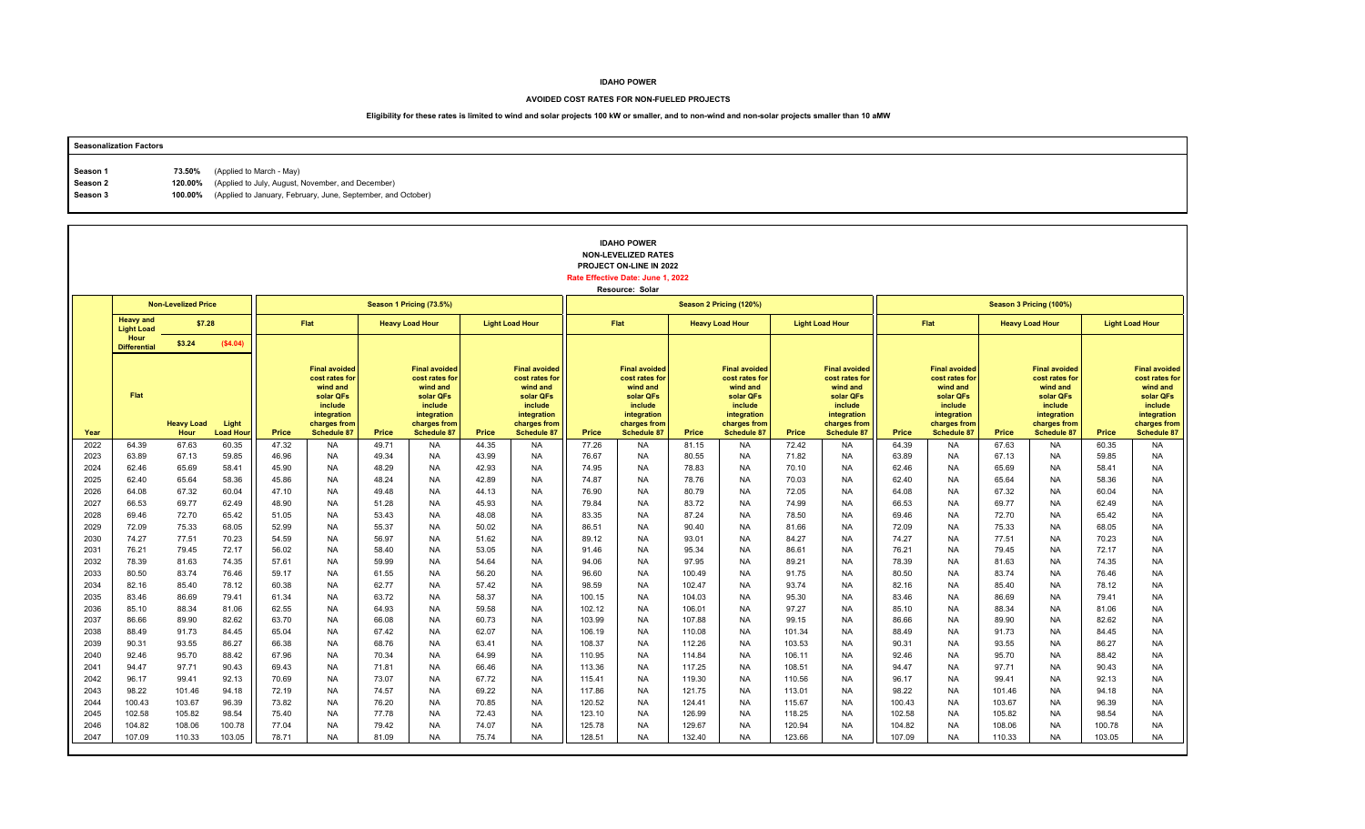# IDAHO POWER

## AVOIDED COST RATES FOR NON-FUELED PROJECTS

**Eligibility for these rates is limited to wind and solar projects 100 kW or smaller, and to non-wind and non-solar projects smaller than 10 aMW**

**Seasonalization Factors**

| | | |
|---|---|---|
| **Season 1** | **73.50%** | (Applied to March - May) |
| **Season 2** | **120.00%** | (Applied to July, August, November, and December) |
| **Season 3** | **100.00%** | (Applied to January, February, June, September, and October) |

**IDAHO POWER**
**NON-LEVELIZED RATES**
**PROJECT ON-LINE IN 2022**
**Rate Effective Date: June 1, 2022**
**Resource: Solar**

| | Non-Levelized Price | | | Season 1 Pricing (73.5%) | | | | | | Season 2 Pricing (120%) | | | | | | Season 3 Pricing (100%) | | | | | |
|---|---|---|---|---|---|---|---|---|---|---|---|---|---|---|---|---|---|---|---|---|---|
| | Heavy and Light Load Hour Differential | $7.28 | | Flat | | Heavy Load Hour | | Light Load Hour | | Flat | | Heavy Load Hour | | Light Load Hour | | Flat | | Heavy Load Hour | | Light Load Hour | |
| | | $3.24 | ($4.04) | | | | | | | | | | | | | | | | | | |
| Year | Flat | Heavy Load Hour | Light Load Hour | Price | Final avoided cost rates for wind and solar QFs include integration charges from Schedule 87 | Price | Final avoided cost rates for wind and solar QFs include integration charges from Schedule 87 | Price | Final avoided cost rates for wind and solar QFs include integration charges from Schedule 87 | Price | Final avoided cost rates for wind and solar QFs include integration charges from Schedule 87 | Price | Final avoided cost rates for wind and solar QFs include integration charges from Schedule 87 | Price | Final avoided cost rates for wind and solar QFs include integration charges from Schedule 87 | Price | Final avoided cost rates for wind and solar QFs include integration charges from Schedule 87 | Price | Final avoided cost rates for wind and solar QFs include integration charges from Schedule 87 | Price | Final avoided cost rates for wind and solar QFs include integration charges from Schedule 87 |
| 2022 | 64.39 | 67.63 | 60.35 | 47.32 | NA | 49.71 | NA | 44.35 | NA | 77.26 | NA | 81.15 | NA | 72.42 | NA | 64.39 | NA | 67.63 | NA | 60.35 | NA |
| 2023 | 63.89 | 67.13 | 59.85 | 46.96 | NA | 49.34 | NA | 43.99 | NA | 76.67 | NA | 80.55 | NA | 71.82 | NA | 63.89 | NA | 67.13 | NA | 59.85 | NA |
| 2024 | 62.46 | 65.69 | 58.41 | 45.90 | NA | 48.29 | NA | 42.93 | NA | 74.95 | NA | 78.83 | NA | 70.10 | NA | 62.46 | NA | 65.69 | NA | 58.41 | NA |
| 2025 | 62.40 | 65.64 | 58.36 | 45.86 | NA | 48.24 | NA | 42.89 | NA | 74.87 | NA | 78.76 | NA | 70.03 | NA | 62.40 | NA | 65.64 | NA | 58.36 | NA |
| 2026 | 64.08 | 67.32 | 60.04 | 47.10 | NA | 49.48 | NA | 44.13 | NA | 76.90 | NA | 80.79 | NA | 72.05 | NA | 64.08 | NA | 67.32 | NA | 60.04 | NA |
| 2027 | 66.53 | 69.77 | 62.49 | 48.90 | NA | 51.28 | NA | 45.93 | NA | 79.84 | NA | 83.72 | NA | 74.99 | NA | 66.53 | NA | 69.77 | NA | 62.49 | NA |
| 2028 | 69.46 | 72.70 | 65.42 | 51.05 | NA | 53.43 | NA | 48.08 | NA | 83.35 | NA | 87.24 | NA | 78.50 | NA | 69.46 | NA | 72.70 | NA | 65.42 | NA |
| 2029 | 72.09 | 75.33 | 68.05 | 52.99 | NA | 55.37 | NA | 50.02 | NA | 86.51 | NA | 90.40 | NA | 81.66 | NA | 72.09 | NA | 75.33 | NA | 68.05 | NA |
| 2030 | 74.27 | 77.51 | 70.23 | 54.59 | NA | 56.97 | NA | 51.62 | NA | 89.12 | NA | 93.01 | NA | 84.27 | NA | 74.27 | NA | 77.51 | NA | 70.23 | NA |
| 2031 | 76.21 | 79.45 | 72.17 | 56.02 | NA | 58.40 | NA | 53.05 | NA | 91.46 | NA | 95.34 | NA | 86.61 | NA | 76.21 | NA | 79.45 | NA | 72.17 | NA |
| 2032 | 78.39 | 81.63 | 74.35 | 57.61 | NA | 59.99 | NA | 54.64 | NA | 94.06 | NA | 97.95 | NA | 89.21 | NA | 78.39 | NA | 81.63 | NA | 74.35 | NA |
| 2033 | 80.50 | 83.74 | 76.46 | 59.17 | NA | 61.55 | NA | 56.20 | NA | 96.60 | NA | 100.49 | NA | 91.75 | NA | 80.50 | NA | 83.74 | NA | 76.46 | NA |
| 2034 | 82.16 | 85.40 | 78.12 | 60.38 | NA | 62.77 | NA | 57.42 | NA | 98.59 | NA | 102.47 | NA | 93.74 | NA | 82.16 | NA | 85.40 | NA | 78.12 | NA |
| 2035 | 83.46 | 86.69 | 79.41 | 61.34 | NA | 63.72 | NA | 58.37 | NA | 100.15 | NA | 104.03 | NA | 95.30 | NA | 83.46 | NA | 86.69 | NA | 79.41 | NA |
| 2036 | 85.10 | 88.34 | 81.06 | 62.55 | NA | 64.93 | NA | 59.58 | NA | 102.12 | NA | 106.01 | NA | 97.27 | NA | 85.10 | NA | 88.34 | NA | 81.06 | NA |
| 2037 | 86.66 | 89.90 | 82.62 | 63.70 | NA | 66.08 | NA | 60.73 | NA | 103.99 | NA | 107.88 | NA | 99.15 | NA | 86.66 | NA | 89.90 | NA | 82.62 | NA |
| 2038 | 88.49 | 91.73 | 84.45 | 65.04 | NA | 67.42 | NA | 62.07 | NA | 106.19 | NA | 110.08 | NA | 101.34 | NA | 88.49 | NA | 91.73 | NA | 84.45 | NA |
| 2039 | 90.31 | 93.55 | 86.27 | 66.38 | NA | 68.76 | NA | 63.41 | NA | 108.37 | NA | 112.26 | NA | 103.53 | NA | 90.31 | NA | 93.55 | NA | 86.27 | NA |
| 2040 | 92.46 | 95.70 | 88.42 | 67.96 | NA | 70.34 | NA | 64.99 | NA | 110.95 | NA | 114.84 | NA | 106.11 | NA | 92.46 | NA | 95.70 | NA | 88.42 | NA |
| 2041 | 94.47 | 97.71 | 90.43 | 69.43 | NA | 71.81 | NA | 66.46 | NA | 113.36 | NA | 117.25 | NA | 108.51 | NA | 94.47 | NA | 97.71 | NA | 90.43 | NA |
| 2042 | 96.17 | 99.41 | 92.13 | 70.69 | NA | 73.07 | NA | 67.72 | NA | 115.41 | NA | 119.30 | NA | 110.56 | NA | 96.17 | NA | 99.41 | NA | 92.13 | NA |
| 2043 | 98.22 | 101.46 | 94.18 | 72.19 | NA | 74.57 | NA | 69.22 | NA | 117.86 | NA | 121.75 | NA | 113.01 | NA | 98.22 | NA | 101.46 | NA | 94.18 | NA |
| 2044 | 100.43 | 103.67 | 96.39 | 73.82 | NA | 76.20 | NA | 70.85 | NA | 120.52 | NA | 124.41 | NA | 115.67 | NA | 100.43 | NA | 103.67 | NA | 96.39 | NA |
| 2045 | 102.58 | 105.82 | 98.54 | 75.40 | NA | 77.78 | NA | 72.43 | NA | 123.10 | NA | 126.99 | NA | 118.25 | NA | 102.58 | NA | 105.82 | NA | 98.54 | NA |
| 2046 | 104.82 | 108.06 | 100.78 | 77.04 | NA | 79.42 | NA | 74.07 | NA | 125.78 | NA | 129.67 | NA | 120.94 | NA | 104.82 | NA | 108.06 | NA | 100.78 | NA |
| 2047 | 107.09 | 110.33 | 103.05 | 78.71 | NA | 81.09 | NA | 75.74 | NA | 128.51 | NA | 132.40 | NA | 123.66 | NA | 107.09 | NA | 110.33 | NA | 103.05 | NA |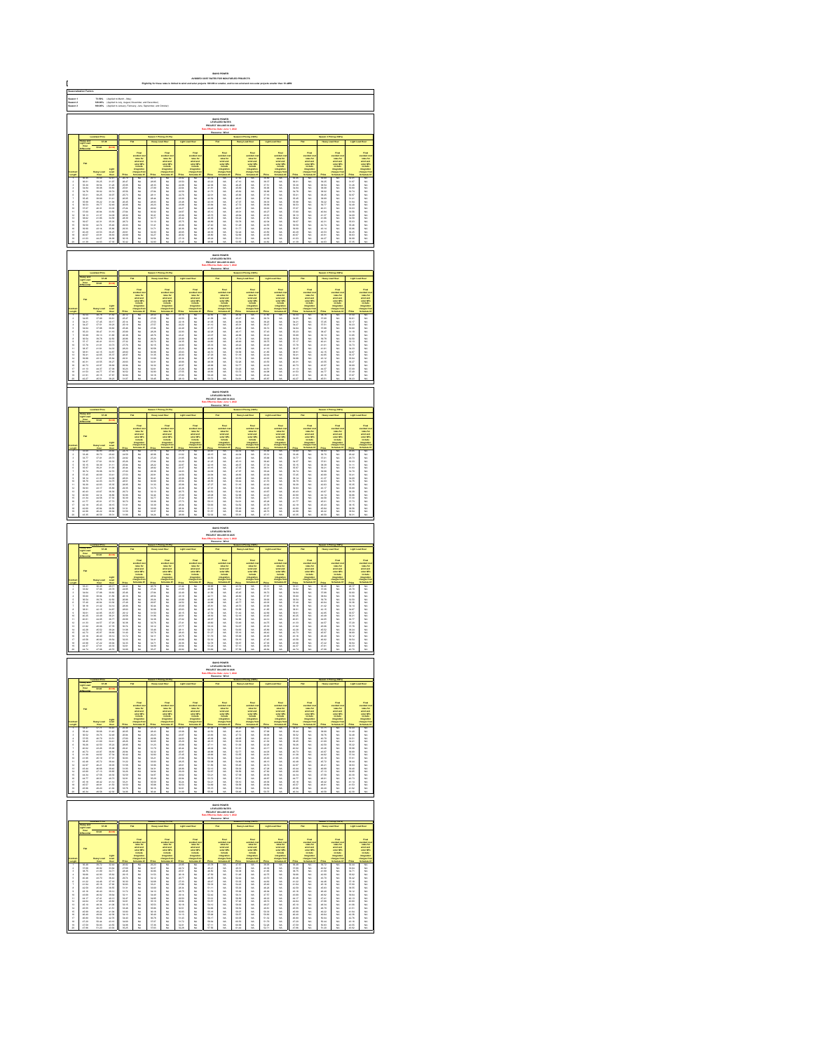# IDAHO POWER

## AVOIDED COST RATES FOR NON-FUELED PROJECTS

**Eligibility for these rates is limited to wind and solar projects 100 kW or smaller, and to non-wind and non-solar projects smaller than 10 aMW**

**Seasonalization Factors:**

| | | |
|---|---|---|
| Season 1 | 73.50% | (Applied to March - May) |
| Season 2 | 120.00% | (Applied to July, August, November and December) |
| Season 3 | 100.00% | (Applied to January, February, June, September and October) |

### IDAHO POWER
### LEVELIZED RATES
### PROJECT ONLINE IN 2022
**Rate Effective Date: June 1, 2022**
**Resource: Wind**

### IDAHO POWER
### LEVELIZED RATES
### PROJECT ONLINE IN 2023
**Rate Effective Date: June 1, 2022**
**Resource: Wind**

### IDAHO POWER
### LEVELIZED RATES
### PROJECT ONLINE IN 2024
**Rate Effective Date: June 1, 2022**
**Resource: Wind**

### IDAHO POWER
### LEVELIZED RATES
### PROJECT ONLINE IN 2025
**Rate Effective Date: June 1, 2022**
**Resource: Wind**

### IDAHO POWER
### LEVELIZED RATES
### PROJECT ONLINE IN 2026
**Rate Effective Date: June 1, 2022**
**Resource: Wind**

### IDAHO POWER
### LEVELIZED RATES
### PROJECT ONLINE IN 2027
**Rate Effective Date: June 1, 2022**
**Resource: Wind**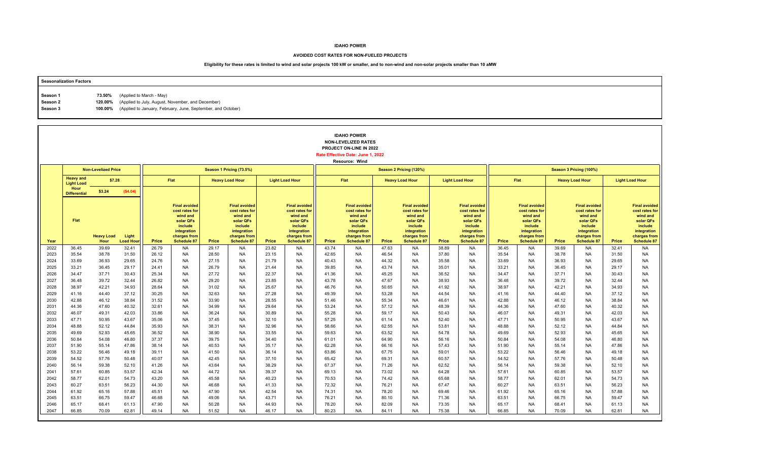**IDAHO POWER**

**AVOIDED COST RATES FOR NON-FUELED PROJECTS**

**Eligibility for these rates is limited to wind and solar projects 100 kW or smaller, and to non-wind and non-solar projects smaller than 10 aMW**

**Seasonalization Factors**

| | | |
|---|---|---|
| Season 1 | 73.50% | (Applied to March - May) |
| Season 2 | 120.00% | (Applied to July, August, November, and December) |
| Season 3 | 100.00% | (Applied to January, February, June, September, and October) |

**IDAHO POWER**
**NON-LEVELIZED RATES**
**PROJECT ON-LINE IN 2022**
**Rate Effective Date: June 1, 2022**
**Resource: Wind**

| | Non-Levelized Price | | | Season 1 Pricing (73.5%) | | | | | | Season 2 Pricing (120%) | | | | | | Season 3 Pricing (100%) | | | | | |
|---|---|---|---|---|---|---|---|---|---|---|---|---|---|---|---|---|---|---|---|---|---|
| | Heavy and Light Load | $7.28 | | Flat | | Heavy Load Hour | | Light Load Hour | | Flat | | Heavy Load Hour | | Light Load Hour | | Flat | | Heavy Load Hour | | Light Load Hour | |
| | Hour Differential | $3.24 | ($4.04) | | | | | | | | | | | | | | | | | | |
| Year | Flat | Heavy Load Hour | Light Load Hour | Price | Final avoided cost rates for wind and solar QFs include integration charges from Schedule 87 | Price | Final avoided cost rates for wind and solar QFs include integration charges from Schedule 87 | Price | Final avoided cost rates for wind and solar QFs include integration charges from Schedule 87 | Price | Final avoided cost rates for wind and solar QFs include integration charges from Schedule 87 | Price | Final avoided cost rates for wind and solar QFs include integration charges from Schedule 87 | Price | Final avoided cost rates for wind and solar QFs include integration charges from Schedule 87 | Price | Final avoided cost rates for wind and solar QFs include integration charges from Schedule 87 | Price | Final avoided cost rates for wind and solar QFs include integration charges from Schedule 87 | Price | Final avoided cost rates for wind and solar QFs include integration charges from Schedule 87 |
| 2022 | 36.45 | 39.69 | 32.41 | 26.79 | NA | 29.17 | NA | 23.82 | NA | 43.74 | NA | 47.63 | NA | 38.89 | NA | 36.45 | NA | 39.69 | NA | 32.41 | NA |
| 2023 | 35.54 | 38.78 | 31.50 | 26.12 | NA | 28.50 | NA | 23.15 | NA | 42.65 | NA | 46.54 | NA | 37.80 | NA | 35.54 | NA | 38.78 | NA | 31.50 | NA |
| 2024 | 33.69 | 36.93 | 29.65 | 24.76 | NA | 27.15 | NA | 21.79 | NA | 40.43 | NA | 44.32 | NA | 35.58 | NA | 33.69 | NA | 36.93 | NA | 29.65 | NA |
| 2025 | 33.21 | 36.45 | 29.17 | 24.41 | NA | 26.79 | NA | 21.44 | NA | 39.85 | NA | 43.74 | NA | 35.01 | NA | 33.21 | NA | 36.45 | NA | 29.17 | NA |
| 2026 | 34.47 | 37.71 | 30.43 | 25.34 | NA | 27.72 | NA | 22.37 | NA | 41.36 | NA | 45.25 | NA | 36.52 | NA | 34.47 | NA | 37.71 | NA | 30.43 | NA |
| 2027 | 36.48 | 39.72 | 32.44 | 26.82 | NA | 29.20 | NA | 23.85 | NA | 43.78 | NA | 47.67 | NA | 38.93 | NA | 36.48 | NA | 39.72 | NA | 32.44 | NA |
| 2028 | 38.97 | 42.21 | 34.93 | 28.64 | NA | 31.02 | NA | 25.67 | NA | 46.76 | NA | 50.65 | NA | 41.92 | NA | 38.97 | NA | 42.21 | NA | 34.93 | NA |
| 2029 | 41.16 | 44.40 | 37.12 | 30.25 | NA | 32.63 | NA | 27.28 | NA | 49.39 | NA | 53.28 | NA | 44.54 | NA | 41.16 | NA | 44.40 | NA | 37.12 | NA |
| 2030 | 42.88 | 46.12 | 38.84 | 31.52 | NA | 33.90 | NA | 28.55 | NA | 51.46 | NA | 55.34 | NA | 46.61 | NA | 42.88 | NA | 46.12 | NA | 38.84 | NA |
| 2031 | 44.36 | 47.60 | 40.32 | 32.61 | NA | 34.99 | NA | 29.64 | NA | 53.24 | NA | 57.12 | NA | 48.39 | NA | 44.36 | NA | 47.60 | NA | 40.32 | NA |
| 2032 | 46.07 | 49.31 | 42.03 | 33.86 | NA | 36.24 | NA | 30.89 | NA | 55.28 | NA | 59.17 | NA | 50.43 | NA | 46.07 | NA | 49.31 | NA | 42.03 | NA |
| 2033 | 47.71 | 50.95 | 43.67 | 35.06 | NA | 37.45 | NA | 32.10 | NA | 57.25 | NA | 61.14 | NA | 52.40 | NA | 47.71 | NA | 50.95 | NA | 43.67 | NA |
| 2034 | 48.88 | 52.12 | 44.84 | 35.93 | NA | 38.31 | NA | 32.96 | NA | 58.66 | NA | 62.55 | NA | 53.81 | NA | 48.88 | NA | 52.12 | NA | 44.84 | NA |
| 2035 | 49.69 | 52.93 | 45.65 | 36.52 | NA | 38.90 | NA | 33.55 | NA | 59.63 | NA | 63.52 | NA | 54.78 | NA | 49.69 | NA | 52.93 | NA | 45.65 | NA |
| 2036 | 50.84 | 54.08 | 46.80 | 37.37 | NA | 39.75 | NA | 34.40 | NA | 61.01 | NA | 64.90 | NA | 56.16 | NA | 50.84 | NA | 54.08 | NA | 46.80 | NA |
| 2037 | 51.90 | 55.14 | 47.86 | 38.14 | NA | 40.53 | NA | 35.17 | NA | 62.28 | NA | 66.16 | NA | 57.43 | NA | 51.90 | NA | 55.14 | NA | 47.86 | NA |
| 2038 | 53.22 | 56.46 | 49.18 | 39.11 | NA | 41.50 | NA | 36.14 | NA | 63.86 | NA | 67.75 | NA | 59.01 | NA | 53.22 | NA | 56.46 | NA | 49.18 | NA |
| 2039 | 54.52 | 57.76 | 50.48 | 40.07 | NA | 42.45 | NA | 37.10 | NA | 65.42 | NA | 69.31 | NA | 60.57 | NA | 54.52 | NA | 57.76 | NA | 50.48 | NA |
| 2040 | 56.14 | 59.38 | 52.10 | 41.26 | NA | 43.64 | NA | 38.29 | NA | 67.37 | NA | 71.26 | NA | 62.52 | NA | 56.14 | NA | 59.38 | NA | 52.10 | NA |
| 2041 | 57.61 | 60.85 | 53.57 | 42.34 | NA | 44.72 | NA | 39.37 | NA | 69.13 | NA | 73.02 | NA | 64.28 | NA | 57.61 | NA | 60.85 | NA | 53.57 | NA |
| 2042 | 58.77 | 62.01 | 54.73 | 43.20 | NA | 45.58 | NA | 40.23 | NA | 70.53 | NA | 74.42 | NA | 65.68 | NA | 58.77 | NA | 62.01 | NA | 54.73 | NA |
| 2043 | 60.27 | 63.51 | 56.23 | 44.30 | NA | 46.68 | NA | 41.33 | NA | 72.32 | NA | 76.21 | NA | 67.47 | NA | 60.27 | NA | 63.51 | NA | 56.23 | NA |
| 2044 | 61.92 | 65.16 | 57.88 | 45.51 | NA | 47.90 | NA | 42.54 | NA | 74.31 | NA | 78.20 | NA | 69.46 | NA | 61.92 | NA | 65.16 | NA | 57.88 | NA |
| 2045 | 63.51 | 66.75 | 59.47 | 46.68 | NA | 49.06 | NA | 43.71 | NA | 76.21 | NA | 80.10 | NA | 71.36 | NA | 63.51 | NA | 66.75 | NA | 59.47 | NA |
| 2046 | 65.17 | 68.41 | 61.13 | 47.90 | NA | 50.28 | NA | 44.93 | NA | 78.20 | NA | 82.09 | NA | 73.35 | NA | 65.17 | NA | 68.41 | NA | 61.13 | NA |
| 2047 | 66.85 | 70.09 | 62.81 | 49.14 | NA | 51.52 | NA | 46.17 | NA | 80.23 | NA | 84.11 | NA | 75.38 | NA | 66.85 | NA | 70.09 | NA | 62.81 | NA |